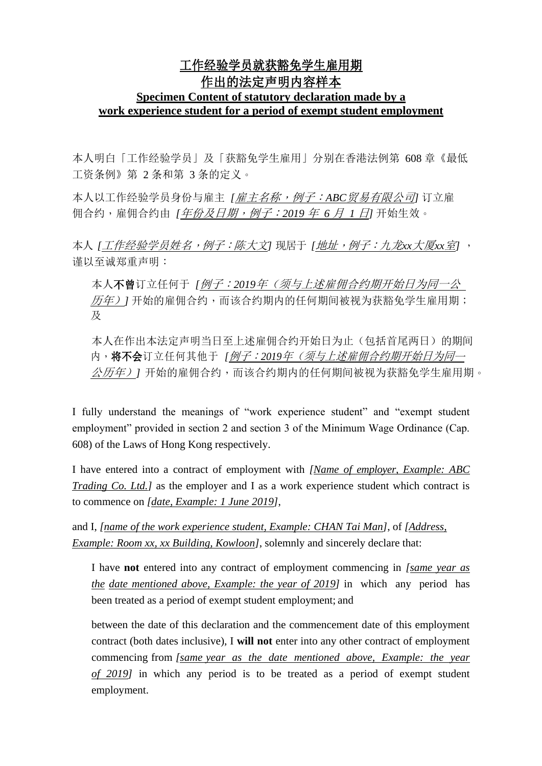# <u>工作经验学员就获豁免学生雇用期</u>
# <u>作出的法定声明内容样本</u>
## <u>Specimen Content of statutory declaration made by a work experience student for a period of exempt student employment</u>

本人明白「工作经验学员」及「获豁免学生雇用」分别在香港法例第 608 章《最低工资条例》第 2 条和第 3 条的定义。

本人以工作经验学员身份与雇主 *[<u>雇主名称，例子：ABC贸易有限公司</u>]* 订立雇佣合约，雇佣合约由 *[<u>年份及日期，例子：2019 年 6 月 1 日</u>]* 开始生效。

本人 *[<u>工作经验学员姓名，例子：陈大文</u>]* 现居于 *[<u>地址，例子：九龙xx大厦xx室</u>]* ，谨以至诚郑重声明：

> 本人**不曾**订立任何于 *[<u>例子：2019年（须与上述雇佣合约期开始日为同一公历年）</u>]* 开始的雇佣合约，而该合约期内的任何期间被视为获豁免学生雇用期；及
>
> 本人在作出本法定声明当日至上述雇佣合约开始日为止（包括首尾两日）的期间内，**将不会**订立任何其他于 *[<u>例子：2019年（须与上述雇佣合约期开始日为同一公历年）</u>]* 开始的雇佣合约，而该合约期内的任何期间被视为获豁免学生雇用期。

I fully understand the meanings of "work experience student" and "exempt student employment" provided in section 2 and section 3 of the Minimum Wage Ordinance (Cap. 608) of the Laws of Hong Kong respectively.

I have entered into a contract of employment with *[<u>Name of employer, Example: ABC Trading Co. Ltd.</u>]* as the employer and I as a work experience student which contract is to commence on *[<u>date, Example: 1 June 2019</u>]*,

and I, *[<u>name of the work experience student, Example: CHAN Tai Man</u>]*, of *[<u>Address, Example: Room xx, xx Building, Kowloon</u>]*, solemnly and sincerely declare that:

> I have **not** entered into any contract of employment commencing in *[<u>same year as the date mentioned above, Example: the year of 2019</u>]* in which any period has been treated as a period of exempt student employment; and
>
> between the date of this declaration and the commencement date of this employment contract (both dates inclusive), I **will not** enter into any other contract of employment commencing from *[<u>same year as the date mentioned above, Example: the year of 2019</u>]* in which any period is to be treated as a period of exempt student employment.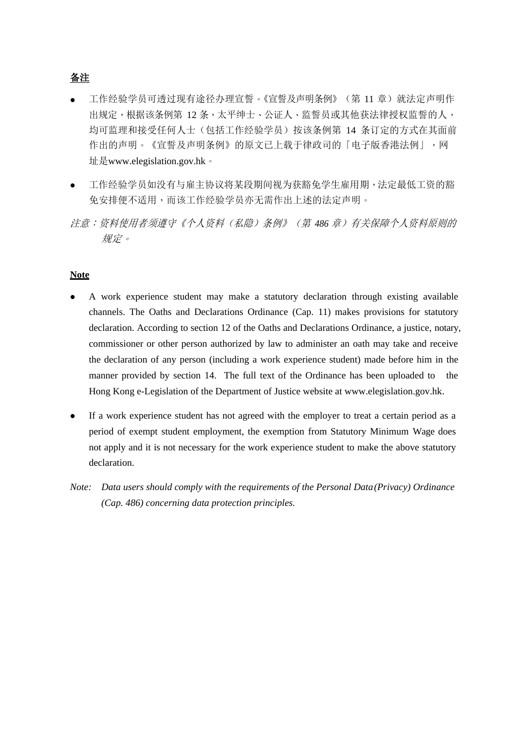**<u>备注</u>**

- 工作经验学员可透过现有途径办理宣誓。《宣誓及声明条例》（第 11 章）就法定声明作出规定，根据该条例第 12 条，太平绅士、公证人、监誓员或其他获法律授权监誓的人，均可监理和接受任何人士（包括工作经验学员）按该条例第 14 条订定的方式在其面前作出的声明。《宣誓及声明条例》的原文已上载于律政司的「电子版香港法例」，网址是www.elegislation.gov.hk。

- 工作经验学员如没有与雇主协议将某段期间视为获豁免学生雇用期，法定最低工资的豁免安排便不适用，而该工作经验学员亦无需作出上述的法定声明。

*注意：资料使用者须遵守《个人资料（私隐）条例》（第 486 章）有关保障个人资料原则的规定。*

**<u>Note</u>**

- A work experience student may make a statutory declaration through existing available channels. The Oaths and Declarations Ordinance (Cap. 11) makes provisions for statutory declaration. According to section 12 of the Oaths and Declarations Ordinance, a justice, notary, commissioner or other person authorized by law to administer an oath may take and receive the declaration of any person (including a work experience student) made before him in the manner provided by section 14. The full text of the Ordinance has been uploaded to the Hong Kong e-Legislation of the Department of Justice website at www.elegislation.gov.hk.

- If a work experience student has not agreed with the employer to treat a certain period as a period of exempt student employment, the exemption from Statutory Minimum Wage does not apply and it is not necessary for the work experience student to make the above statutory declaration.

*Note: Data users should comply with the requirements of the Personal Data (Privacy) Ordinance (Cap. 486) concerning data protection principles.*